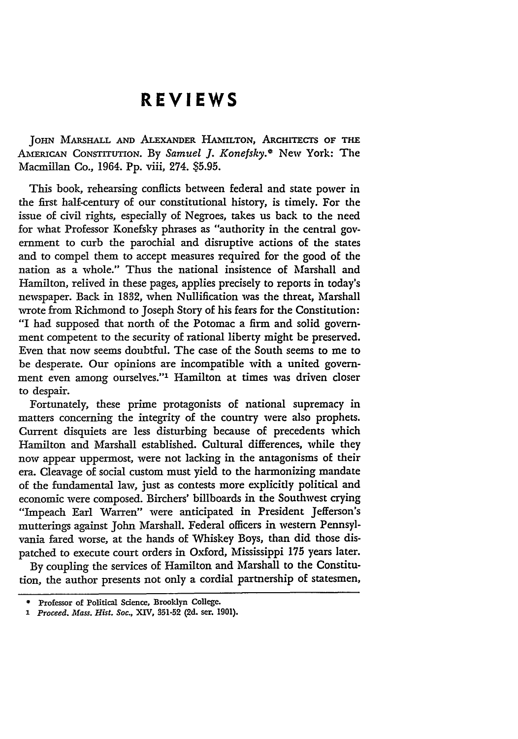# REVIEWS

JOHN MARSHALL AND ALEXANDER HAMILTON, ARCHITECTS OF THE AMERICAN CONSTITUTION. By *Samuel J. Konefsky.*\* New York: The Macmillan Co., 1964. Pp. viii, 274. $5.95.

This book, rehearsing conflicts between federal and state power in the first half-century of our constitutional history, is timely. For the issue of civil rights, especially of Negroes, takes us back to the need for what Professor Konefsky phrases as "authority in the central government to curb the parochial and disruptive actions of the states and to compel them to accept measures required for the good of the nation as a whole." Thus the national insistence of Marshall and Hamilton, relived in these pages, applies precisely to reports in today's newspaper. Back in 1832, when Nullification was the threat, Marshall wrote from Richmond to Joseph Story of his fears for the Constitution: "I had supposed that north of the Potomac a firm and solid government competent to the security of rational liberty might be preserved. Even that now seems doubtful. The case of the South seems to me to be desperate. Our opinions are incompatible with a united government even among ourselves."[1] Hamilton at times was driven closer to despair.

Fortunately, these prime protagonists of national supremacy in matters concerning the integrity of the country were also prophets. Current disquiets are less disturbing because of precedents which Hamilton and Marshall established. Cultural differences, while they now appear uppermost, were not lacking in the antagonisms of their era. Cleavage of social custom must yield to the harmonizing mandate of the fundamental law, just as contests more explicitly political and economic were composed. Birchers' billboards in the Southwest crying "Impeach Earl Warren" were anticipated in President Jefferson's mutterings against John Marshall. Federal officers in western Pennsylvania fared worse, at the hands of Whiskey Boys, than did those dispatched to execute court orders in Oxford, Mississippi 175 years later.

By coupling the services of Hamilton and Marshall to the Constitution, the author presents not only a cordial partnership of statesmen,

---

\* Professor of Political Science, Brooklyn College.

1 *Proceed. Mass. Hist. Soc.*, XIV, 351-52 (2d. ser. 1901).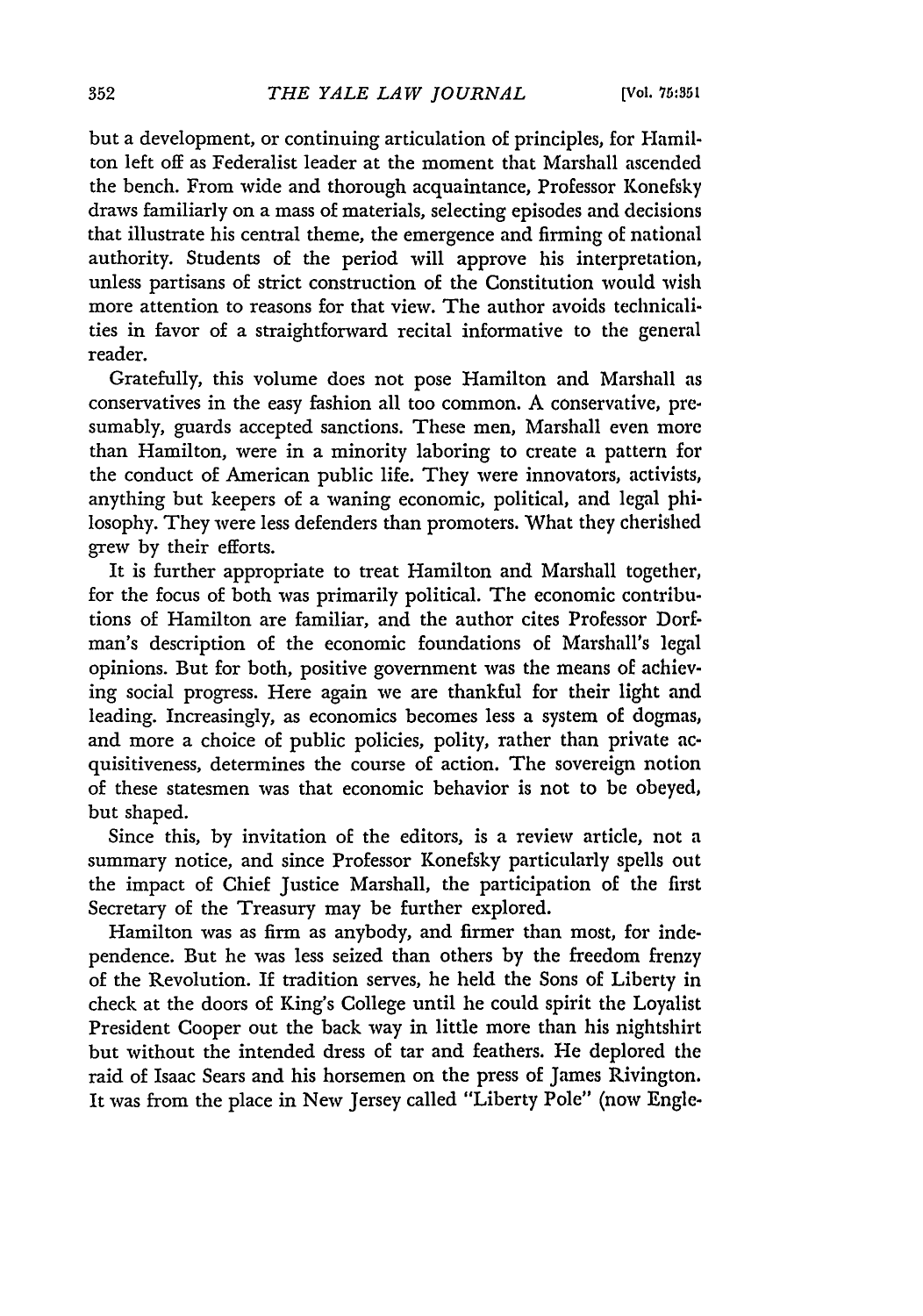but a development, or continuing articulation of principles, for Hamilton left off as Federalist leader at the moment that Marshall ascended the bench. From wide and thorough acquaintance, Professor Konefsky draws familiarly on a mass of materials, selecting episodes and decisions that illustrate his central theme, the emergence and firming of national authority. Students of the period will approve his interpretation, unless partisans of strict construction of the Constitution would wish more attention to reasons for that view. The author avoids technicalities in favor of a straightforward recital informative to the general reader.

Gratefully, this volume does not pose Hamilton and Marshall as conservatives in the easy fashion all too common. A conservative, presumably, guards accepted sanctions. These men, Marshall even more than Hamilton, were in a minority laboring to create a pattern for the conduct of American public life. They were innovators, activists, anything but keepers of a waning economic, political, and legal philosophy. They were less defenders than promoters. What they cherished grew by their efforts.

It is further appropriate to treat Hamilton and Marshall together, for the focus of both was primarily political. The economic contributions of Hamilton are familiar, and the author cites Professor Dorfman's description of the economic foundations of Marshall's legal opinions. But for both, positive government was the means of achieving social progress. Here again we are thankful for their light and leading. Increasingly, as economics becomes less a system of dogmas, and more a choice of public policies, polity, rather than private acquisitiveness, determines the course of action. The sovereign notion of these statesmen was that economic behavior is not to be obeyed, but shaped.

Since this, by invitation of the editors, is a review article, not a summary notice, and since Professor Konefsky particularly spells out the impact of Chief Justice Marshall, the participation of the first Secretary of the Treasury may be further explored.

Hamilton was as firm as anybody, and firmer than most, for independence. But he was less seized than others by the freedom frenzy of the Revolution. If tradition serves, he held the Sons of Liberty in check at the doors of King's College until he could spirit the Loyalist President Cooper out the back way in little more than his nightshirt but without the intended dress of tar and feathers. He deplored the raid of Isaac Sears and his horsemen on the press of James Rivington. It was from the place in New Jersey called "Liberty Pole" (now Engle-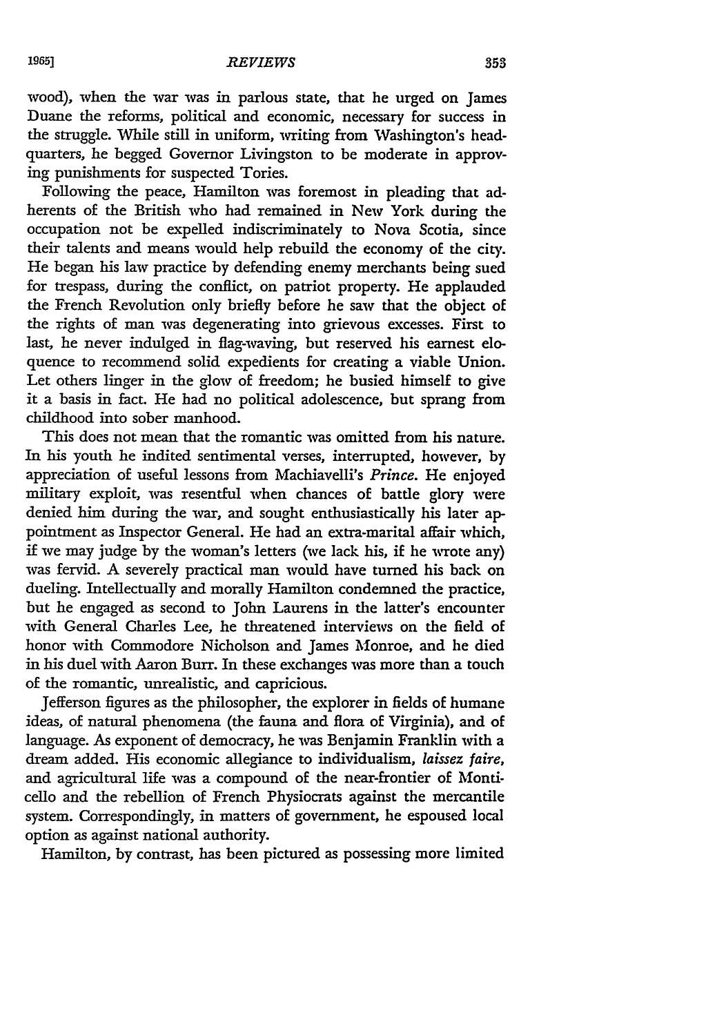wood), when the war was in parlous state, that he urged on James Duane the reforms, political and economic, necessary for success in the struggle. While still in uniform, writing from Washington's headquarters, he begged Governor Livingston to be moderate in approving punishments for suspected Tories.

Following the peace, Hamilton was foremost in pleading that adherents of the British who had remained in New York during the occupation not be expelled indiscriminately to Nova Scotia, since their talents and means would help rebuild the economy of the city. He began his law practice by defending enemy merchants being sued for trespass, during the conflict, on patriot property. He applauded the French Revolution only briefly before he saw that the object of the rights of man was degenerating into grievous excesses. First to last, he never indulged in flag-waving, but reserved his earnest eloquence to recommend solid expedients for creating a viable Union. Let others linger in the glow of freedom; he busied himself to give it a basis in fact. He had no political adolescence, but sprang from childhood into sober manhood.

This does not mean that the romantic was omitted from his nature. In his youth he indited sentimental verses, interrupted, however, by appreciation of useful lessons from Machiavelli's *Prince.* He enjoyed military exploit, was resentful when chances of battle glory were denied him during the war, and sought enthusiastically his later appointment as Inspector General. He had an extra-marital affair which, if we may judge by the woman's letters (we lack his, if he wrote any) was fervid. A severely practical man would have turned his back on dueling. Intellectually and morally Hamilton condemned the practice, but he engaged as second to John Laurens in the latter's encounter with General Charles Lee, he threatened interviews on the field of honor with Commodore Nicholson and James Monroe, and he died in his duel with Aaron Burr. In these exchanges was more than a touch of the romantic, unrealistic, and capricious.

Jefferson figures as the philosopher, the explorer in fields of humane ideas, of natural phenomena (the fauna and flora of Virginia), and of language. As exponent of democracy, he was Benjamin Franklin with a dream added. His economic allegiance to individualism, *laissez faire,* and agricultural life was a compound of the near-frontier of Monticello and the rebellion of French Physiocrats against the mercantile system. Correspondingly, in matters of government, he espoused local option as against national authority.

Hamilton, by contrast, has been pictured as possessing more limited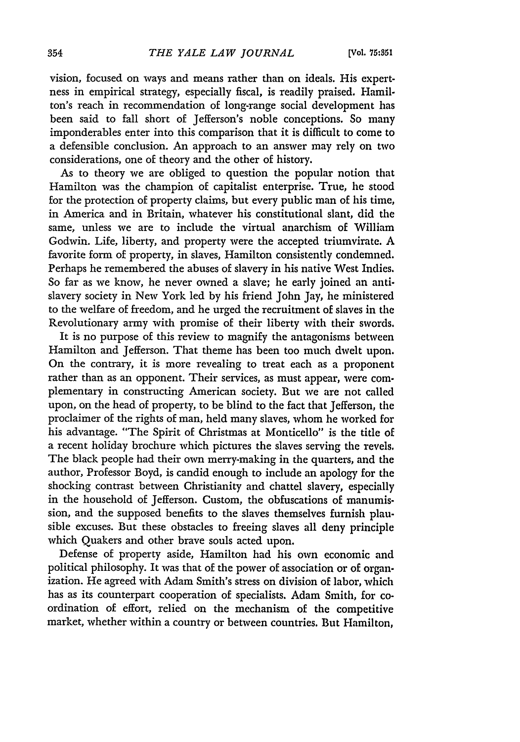vision, focused on ways and means rather than on ideals. His expertness in empirical strategy, especially fiscal, is readily praised. Hamilton's reach in recommendation of long-range social development has been said to fall short of Jefferson's noble conceptions. So many imponderables enter into this comparison that it is difficult to come to a defensible conclusion. An approach to an answer may rely on two considerations, one of theory and the other of history.

As to theory we are obliged to question the popular notion that Hamilton was the champion of capitalist enterprise. True, he stood for the protection of property claims, but every public man of his time, in America and in Britain, whatever his constitutional slant, did the same, unless we are to include the virtual anarchism of William Godwin. Life, liberty, and property were the accepted triumvirate. A favorite form of property, in slaves, Hamilton consistently condemned. Perhaps he remembered the abuses of slavery in his native West Indies. So far as we know, he never owned a slave; he early joined an antislavery society in New York led by his friend John Jay, he ministered to the welfare of freedom, and he urged the recruitment of slaves in the Revolutionary army with promise of their liberty with their swords.

It is no purpose of this review to magnify the antagonisms between Hamilton and Jefferson. That theme has been too much dwelt upon. On the contrary, it is more revealing to treat each as a proponent rather than as an opponent. Their services, as must appear, were complementary in constructing American society. But we are not called upon, on the head of property, to be blind to the fact that Jefferson, the proclaimer of the rights of man, held many slaves, whom he worked for his advantage. "The Spirit of Christmas at Monticello" is the title of a recent holiday brochure which pictures the slaves serving the revels. The black people had their own merry-making in the quarters, and the author, Professor Boyd, is candid enough to include an apology for the shocking contrast between Christianity and chattel slavery, especially in the household of Jefferson. Custom, the obfuscations of manumission, and the supposed benefits to the slaves themselves furnish plausible excuses. But these obstacles to freeing slaves all deny principle which Quakers and other brave souls acted upon.

Defense of property aside, Hamilton had his own economic and political philosophy. It was that of the power of association or of organization. He agreed with Adam Smith's stress on division of labor, which has as its counterpart cooperation of specialists. Adam Smith, for coordination of effort, relied on the mechanism of the competitive market, whether within a country or between countries. But Hamilton,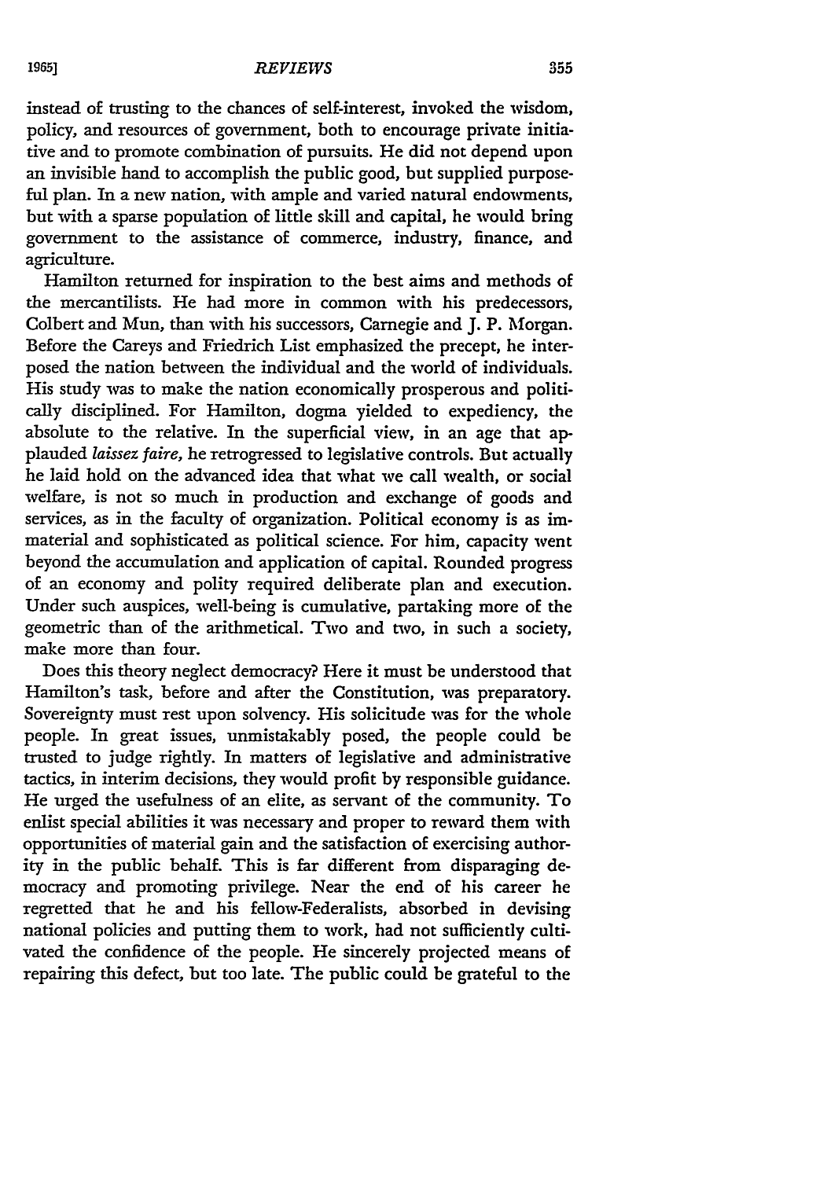instead of trusting to the chances of self-interest, invoked the wisdom, policy, and resources of government, both to encourage private initiative and to promote combination of pursuits. He did not depend upon an invisible hand to accomplish the public good, but supplied purposeful plan. In a new nation, with ample and varied natural endowments, but with a sparse population of little skill and capital, he would bring government to the assistance of commerce, industry, finance, and agriculture.

Hamilton returned for inspiration to the best aims and methods of the mercantilists. He had more in common with his predecessors, Colbert and Mun, than with his successors, Carnegie and J. P. Morgan. Before the Careys and Friedrich List emphasized the precept, he interposed the nation between the individual and the world of individuals. His study was to make the nation economically prosperous and politically disciplined. For Hamilton, dogma yielded to expediency, the absolute to the relative. In the superficial view, in an age that applauded *laissez faire*, he retrogressed to legislative controls. But actually he laid hold on the advanced idea that what we call wealth, or social welfare, is not so much in production and exchange of goods and services, as in the faculty of organization. Political economy is as immaterial and sophisticated as political science. For him, capacity went beyond the accumulation and application of capital. Rounded progress of an economy and polity required deliberate plan and execution. Under such auspices, well-being is cumulative, partaking more of the geometric than of the arithmetical. Two and two, in such a society, make more than four.

Does this theory neglect democracy? Here it must be understood that Hamilton's task, before and after the Constitution, was preparatory. Sovereignty must rest upon solvency. His solicitude was for the whole people. In great issues, unmistakably posed, the people could be trusted to judge rightly. In matters of legislative and administrative tactics, in interim decisions, they would profit by responsible guidance. He urged the usefulness of an elite, as servant of the community. To enlist special abilities it was necessary and proper to reward them with opportunities of material gain and the satisfaction of exercising authority in the public behalf. This is far different from disparaging democracy and promoting privilege. Near the end of his career he regretted that he and his fellow-Federalists, absorbed in devising national policies and putting them to work, had not sufficiently cultivated the confidence of the people. He sincerely projected means of repairing this defect, but too late. The public could be grateful to the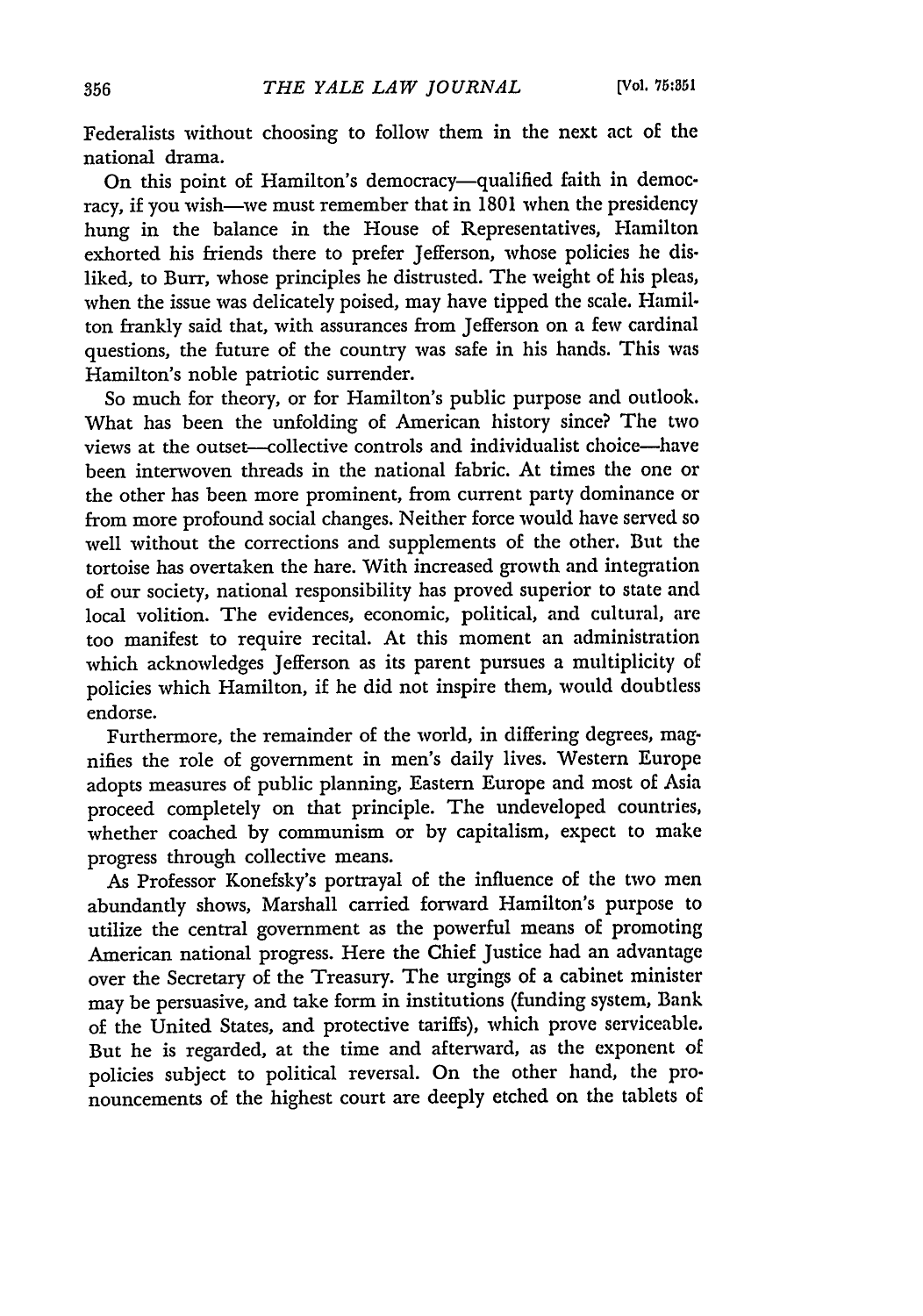Federalists without choosing to follow them in the next act of the national drama.

On this point of Hamilton's democracy—qualified faith in democracy, if you wish—we must remember that in 1801 when the presidency hung in the balance in the House of Representatives, Hamilton exhorted his friends there to prefer Jefferson, whose policies he disliked, to Burr, whose principles he distrusted. The weight of his pleas, when the issue was delicately poised, may have tipped the scale. Hamilton frankly said that, with assurances from Jefferson on a few cardinal questions, the future of the country was safe in his hands. This was Hamilton's noble patriotic surrender.

So much for theory, or for Hamilton's public purpose and outlook. What has been the unfolding of American history since? The two views at the outset—collective controls and individualist choice—have been interwoven threads in the national fabric. At times the one or the other has been more prominent, from current party dominance or from more profound social changes. Neither force would have served so well without the corrections and supplements of the other. But the tortoise has overtaken the hare. With increased growth and integration of our society, national responsibility has proved superior to state and local volition. The evidences, economic, political, and cultural, are too manifest to require recital. At this moment an administration which acknowledges Jefferson as its parent pursues a multiplicity of policies which Hamilton, if he did not inspire them, would doubtless endorse.

Furthermore, the remainder of the world, in differing degrees, magnifies the role of government in men's daily lives. Western Europe adopts measures of public planning, Eastern Europe and most of Asia proceed completely on that principle. The undeveloped countries, whether coached by communism or by capitalism, expect to make progress through collective means.

As Professor Konefsky's portrayal of the influence of the two men abundantly shows, Marshall carried forward Hamilton's purpose to utilize the central government as the powerful means of promoting American national progress. Here the Chief Justice had an advantage over the Secretary of the Treasury. The urgings of a cabinet minister may be persuasive, and take form in institutions (funding system, Bank of the United States, and protective tariffs), which prove serviceable. But he is regarded, at the time and afterward, as the exponent of policies subject to political reversal. On the other hand, the pronouncements of the highest court are deeply etched on the tablets of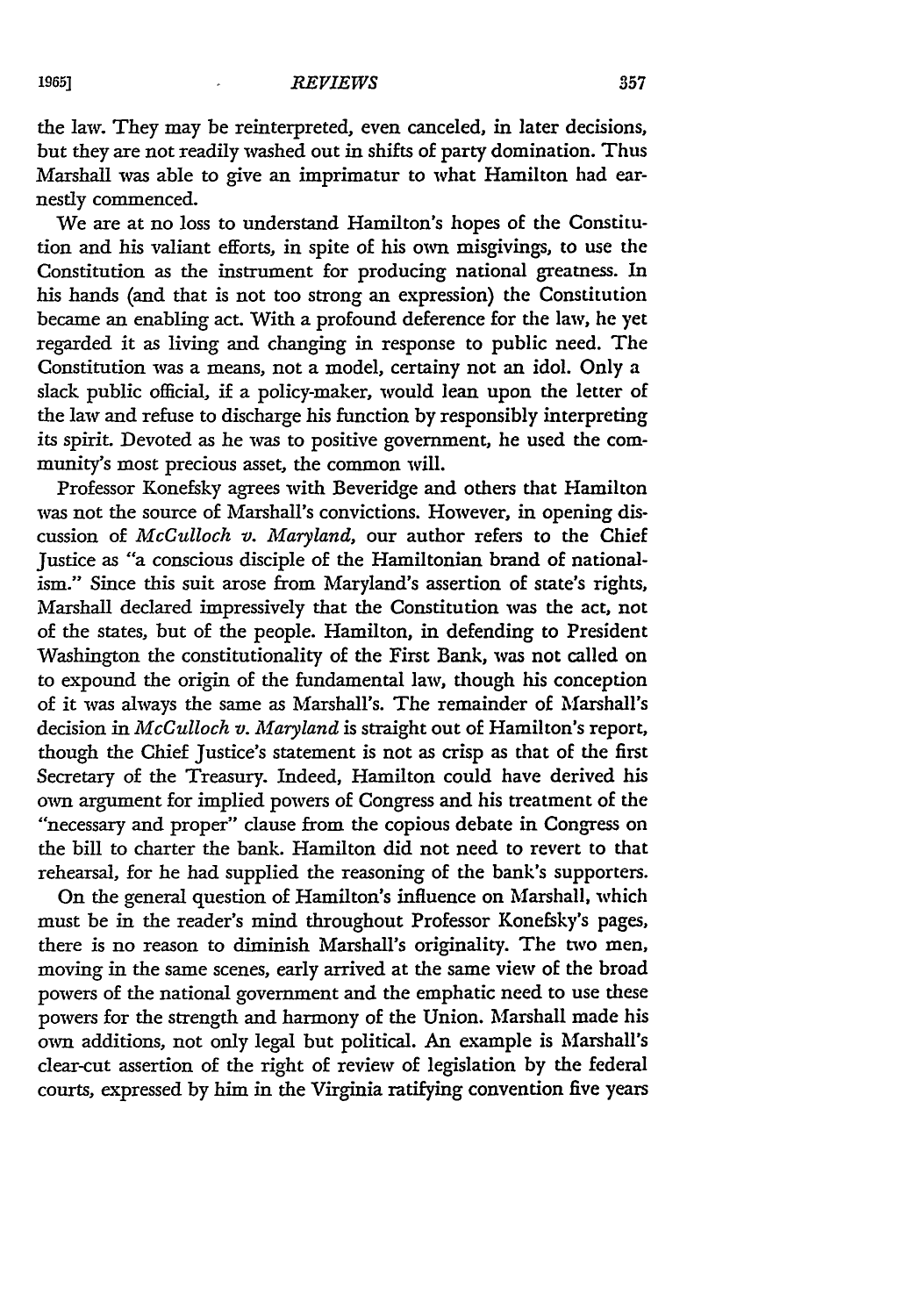the law. They may be reinterpreted, even canceled, in later decisions, but they are not readily washed out in shifts of party domination. Thus Marshall was able to give an imprimatur to what Hamilton had earnestly commenced.

We are at no loss to understand Hamilton's hopes of the Constitution and his valiant efforts, in spite of his own misgivings, to use the Constitution as the instrument for producing national greatness. In his hands (and that is not too strong an expression) the Constitution became an enabling act. With a profound deference for the law, he yet regarded it as living and changing in response to public need. The Constitution was a means, not a model, certainy not an idol. Only a slack public official, if a policy-maker, would lean upon the letter of the law and refuse to discharge his function by responsibly interpreting its spirit. Devoted as he was to positive government, he used the community's most precious asset, the common will.

Professor Konefsky agrees with Beveridge and others that Hamilton was not the source of Marshall's convictions. However, in opening discussion of *McCulloch v. Maryland*, our author refers to the Chief Justice as "a conscious disciple of the Hamiltonian brand of nationalism." Since this suit arose from Maryland's assertion of state's rights, Marshall declared impressively that the Constitution was the act, not of the states, but of the people. Hamilton, in defending to President Washington the constitutionality of the First Bank, was not called on to expound the origin of the fundamental law, though his conception of it was always the same as Marshall's. The remainder of Marshall's decision in *McCulloch v. Maryland* is straight out of Hamilton's report, though the Chief Justice's statement is not as crisp as that of the first Secretary of the Treasury. Indeed, Hamilton could have derived his own argument for implied powers of Congress and his treatment of the "necessary and proper" clause from the copious debate in Congress on the bill to charter the bank. Hamilton did not need to revert to that rehearsal, for he had supplied the reasoning of the bank's supporters.

On the general question of Hamilton's influence on Marshall, which must be in the reader's mind throughout Professor Konefsky's pages, there is no reason to diminish Marshall's originality. The two men, moving in the same scenes, early arrived at the same view of the broad powers of the national government and the emphatic need to use these powers for the strength and harmony of the Union. Marshall made his own additions, not only legal but political. An example is Marshall's clear-cut assertion of the right of review of legislation by the federal courts, expressed by him in the Virginia ratifying convention five years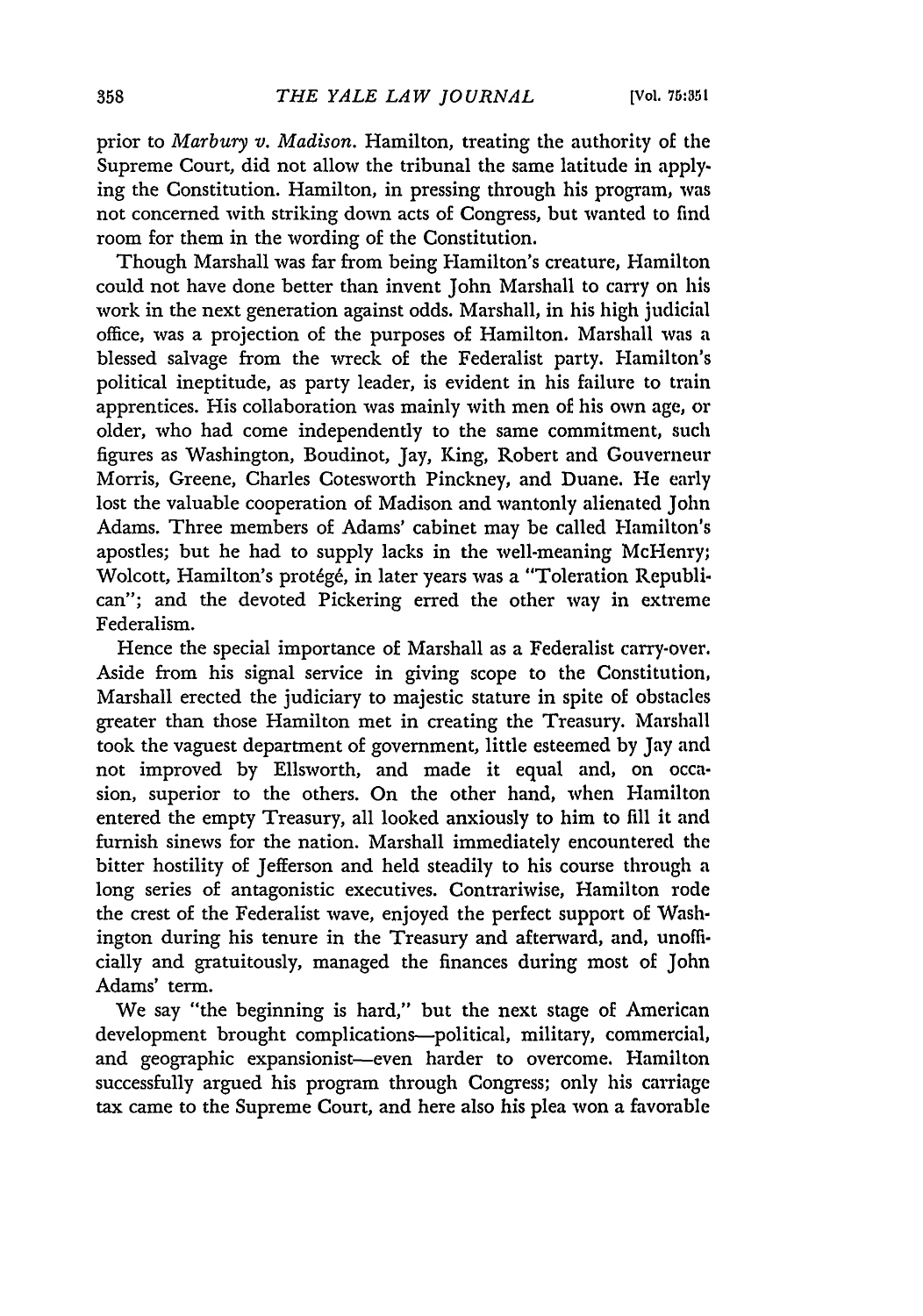prior to *Marbury v. Madison*. Hamilton, treating the authority of the Supreme Court, did not allow the tribunal the same latitude in applying the Constitution. Hamilton, in pressing through his program, was not concerned with striking down acts of Congress, but wanted to find room for them in the wording of the Constitution.

Though Marshall was far from being Hamilton's creature, Hamilton could not have done better than invent John Marshall to carry on his work in the next generation against odds. Marshall, in his high judicial office, was a projection of the purposes of Hamilton. Marshall was a blessed salvage from the wreck of the Federalist party. Hamilton's political ineptitude, as party leader, is evident in his failure to train apprentices. His collaboration was mainly with men of his own age, or older, who had come independently to the same commitment, such figures as Washington, Boudinot, Jay, King, Robert and Gouverneur Morris, Greene, Charles Cotesworth Pinckney, and Duane. He early lost the valuable cooperation of Madison and wantonly alienated John Adams. Three members of Adams' cabinet may be called Hamilton's apostles; but he had to supply lacks in the well-meaning McHenry; Wolcott, Hamilton's protégé, in later years was a "Toleration Republican"; and the devoted Pickering erred the other way in extreme Federalism.

Hence the special importance of Marshall as a Federalist carry-over. Aside from his signal service in giving scope to the Constitution, Marshall erected the judiciary to majestic stature in spite of obstacles greater than those Hamilton met in creating the Treasury. Marshall took the vaguest department of government, little esteemed by Jay and not improved by Ellsworth, and made it equal and, on occasion, superior to the others. On the other hand, when Hamilton entered the empty Treasury, all looked anxiously to him to fill it and furnish sinews for the nation. Marshall immediately encountered the bitter hostility of Jefferson and held steadily to his course through a long series of antagonistic executives. Contrariwise, Hamilton rode the crest of the Federalist wave, enjoyed the perfect support of Washington during his tenure in the Treasury and afterward, and, unofficially and gratuitously, managed the finances during most of John Adams' term.

We say "the beginning is hard," but the next stage of American development brought complications—political, military, commercial, and geographic expansionist—even harder to overcome. Hamilton successfully argued his program through Congress; only his carriage tax came to the Supreme Court, and here also his plea won a favorable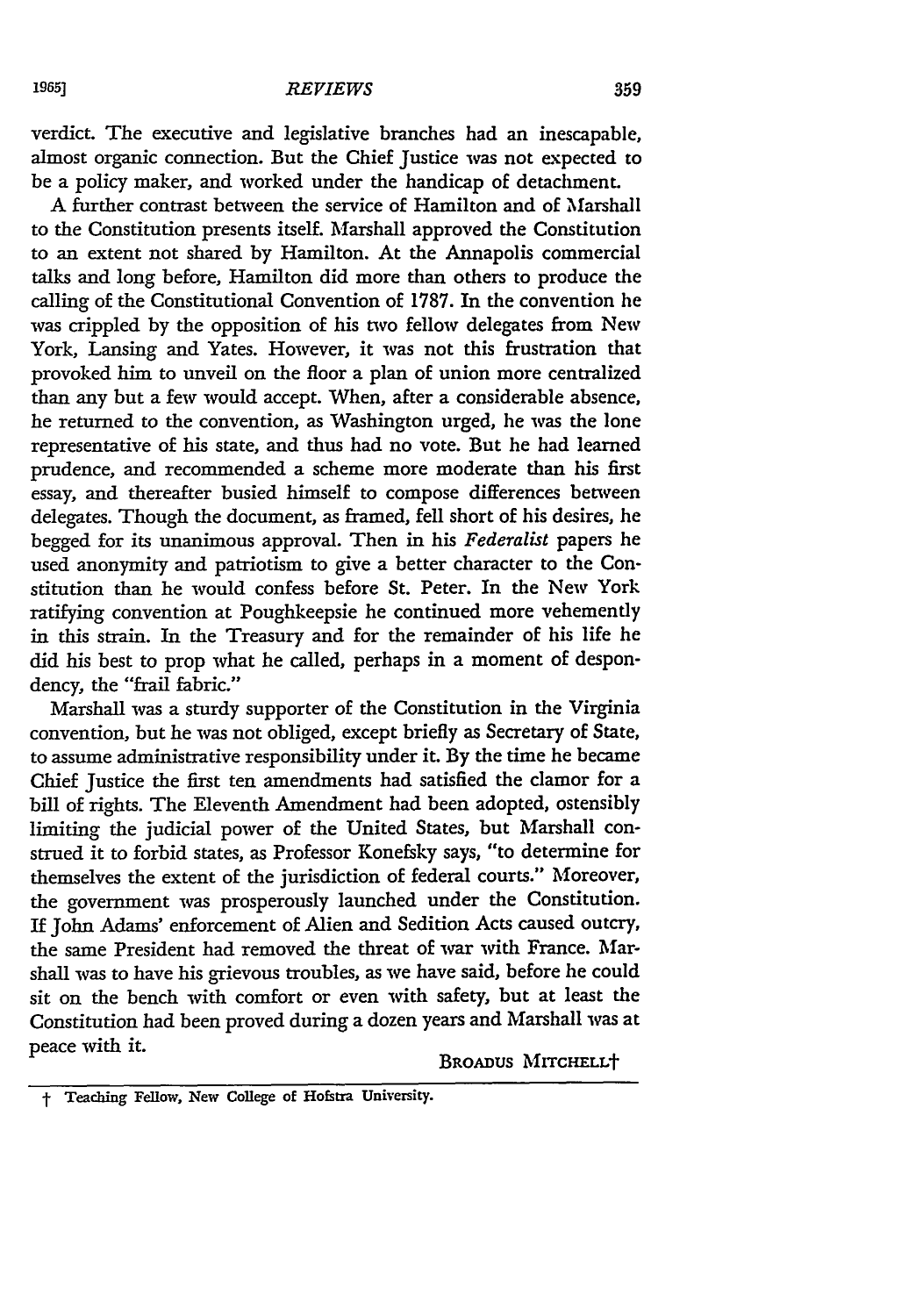verdict. The executive and legislative branches had an inescapable, almost organic connection. But the Chief Justice was not expected to be a policy maker, and worked under the handicap of detachment.

A further contrast between the service of Hamilton and of Marshall to the Constitution presents itself. Marshall approved the Constitution to an extent not shared by Hamilton. At the Annapolis commercial talks and long before, Hamilton did more than others to produce the calling of the Constitutional Convention of 1787. In the convention he was crippled by the opposition of his two fellow delegates from New York, Lansing and Yates. However, it was not this frustration that provoked him to unveil on the floor a plan of union more centralized than any but a few would accept. When, after a considerable absence, he returned to the convention, as Washington urged, he was the lone representative of his state, and thus had no vote. But he had learned prudence, and recommended a scheme more moderate than his first essay, and thereafter busied himself to compose differences between delegates. Though the document, as framed, fell short of his desires, he begged for its unanimous approval. Then in his *Federalist* papers he used anonymity and patriotism to give a better character to the Constitution than he would confess before St. Peter. In the New York ratifying convention at Poughkeepsie he continued more vehemently in this strain. In the Treasury and for the remainder of his life he did his best to prop what he called, perhaps in a moment of despondency, the "frail fabric."

Marshall was a sturdy supporter of the Constitution in the Virginia convention, but he was not obliged, except briefly as Secretary of State, to assume administrative responsibility under it. By the time he became Chief Justice the first ten amendments had satisfied the clamor for a bill of rights. The Eleventh Amendment had been adopted, ostensibly limiting the judicial power of the United States, but Marshall construed it to forbid states, as Professor Konefsky says, "to determine for themselves the extent of the jurisdiction of federal courts." Moreover, the government was prosperously launched under the Constitution. If John Adams' enforcement of Alien and Sedition Acts caused outcry, the same President had removed the threat of war with France. Marshall was to have his grievous troubles, as we have said, before he could sit on the bench with comfort or even with safety, but at least the Constitution had been proved during a dozen years and Marshall was at peace with it.

BROADUS MITCHELL†

† Teaching Fellow, New College of Hofstra University.